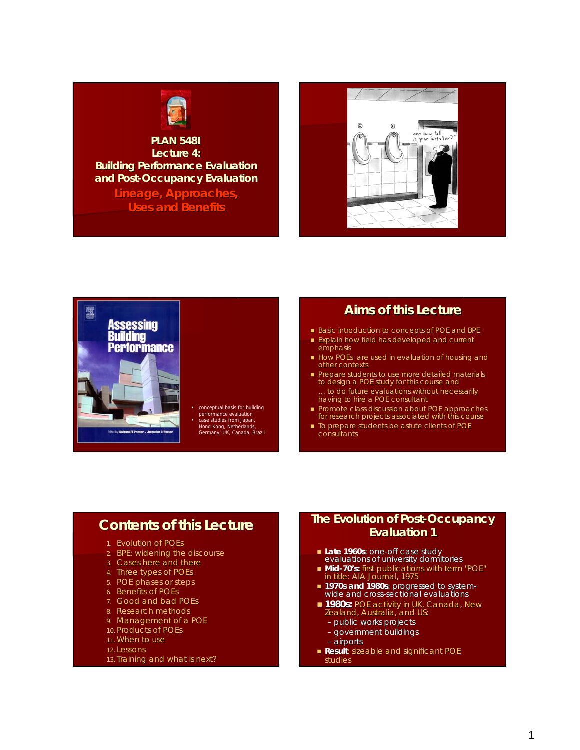# PLAN 548I
# Lecture 4:
# Building Performance Evaluation and Post-Occupancy Evaluation

## Lineage, Approaches, Uses and Benefits

---

- conceptual basis for building performance evaluation
- case studies from Japan, Hong Kong, Netherlands, Germany, UK, Canada, Brazil

---

## Aims of this Lecture

- Basic introduction to concepts of POE and BPE
- Explain how field has developed and current emphasis
- How POEs are used in evaluation of housing and other contexts
- Prepare students to use more detailed materials to design a POE study for this course and … to do future evaluations without necessarily having to hire a POE consultant
- Promote class discussion about POE approaches for research projects associated with this course
- To prepare students be astute clients of POE consultants

---

## Contents of this Lecture

1. Evolution of POEs
2. BPE: widening the discourse
3. Cases here and there
4. Three types of POEs
5. POE phases or steps
6. Benefits of POEs
7. Good and bad POEs
8. Research methods
9. Management of a POE
10. Products of POEs
11. When to use
12. Lessons
13. Training and what is next?

---

## The Evolution of Post-Occupancy Evaluation 1

- **Late 1960s**: one-off case study evaluations of university dormitories
- **Mid-70's:** first publications with term "POE" in title: AIA Journal, 1975
- **1970s and 1980s**: progressed to system-wide and cross-sectional evaluations
- **1980s:** POE activity in UK, Canada, New Zealand, Australia, and US:
  - public works projects
  - government buildings
  - airports
- **Result**: sizeable and significant POE studies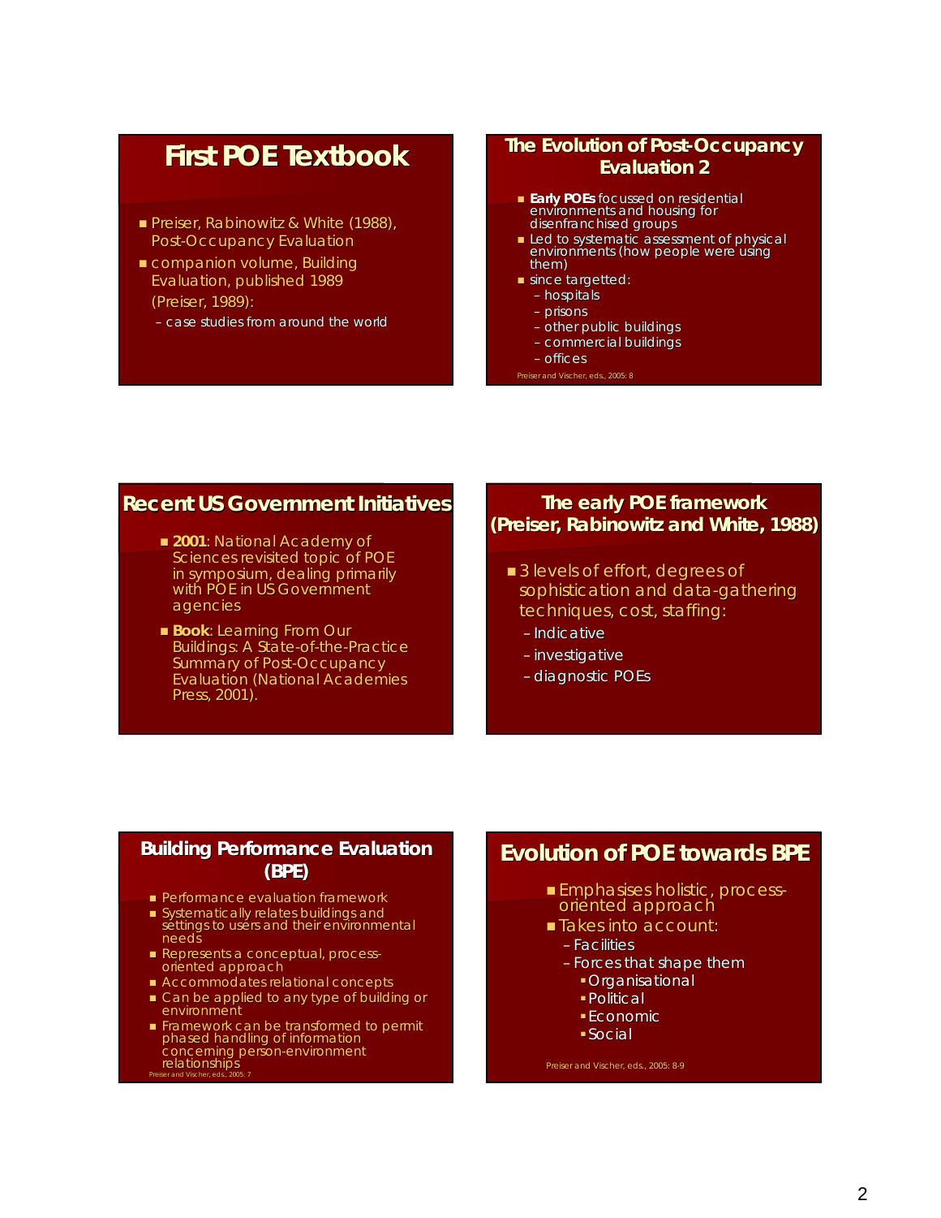## First POE Textbook

- Preiser, Rabinowitz & White (1988), Post-Occupancy Evaluation
- companion volume, Building Evaluation, published 1989 (Preiser, 1989):
  - case studies from around the world

## The Evolution of Post-Occupancy Evaluation 2

- **Early POEs** focussed on residential environments and housing for disenfranchised groups
- Led to systematic assessment of physical environments (how people were using them)
- since targetted:
  - hospitals
  - prisons
  - other public buildings
  - commercial buildings
  - offices

Preiser and Vischer, eds., 2005: 8

## Recent US Government Initiatives

- **2001**: National Academy of Sciences revisited topic of POE in symposium, dealing primarily with POE in US Government agencies
- **Book**: Learning From Our Buildings: A State-of-the-Practice Summary of Post-Occupancy Evaluation (National Academies Press, 2001).

## The early POE framework (Preiser, Rabinowitz and White, 1988)

- 3 levels of effort, degrees of sophistication and data-gathering techniques, cost, staffing:
  - Indicative
  - investigative
  - diagnostic POEs

## Building Performance Evaluation (BPE)

- Performance evaluation framework
- Systematically relates buildings and settings to users and their environmental needs
- Represents a conceptual, process-oriented approach
- Accommodates relational concepts
- Can be applied to any type of building or environment
- Framework can be transformed to permit phased handling of information concerning person-environment relationships

Preiser and Vischer, eds., 2005: 7

## Evolution of POE towards BPE

- Emphasises holistic, process-oriented approach
- Takes into account:
  - Facilities
  - Forces that shape them
    - Organisational
    - Political
    - Economic
    - Social

Preiser and Vischer, eds., 2005: 8-9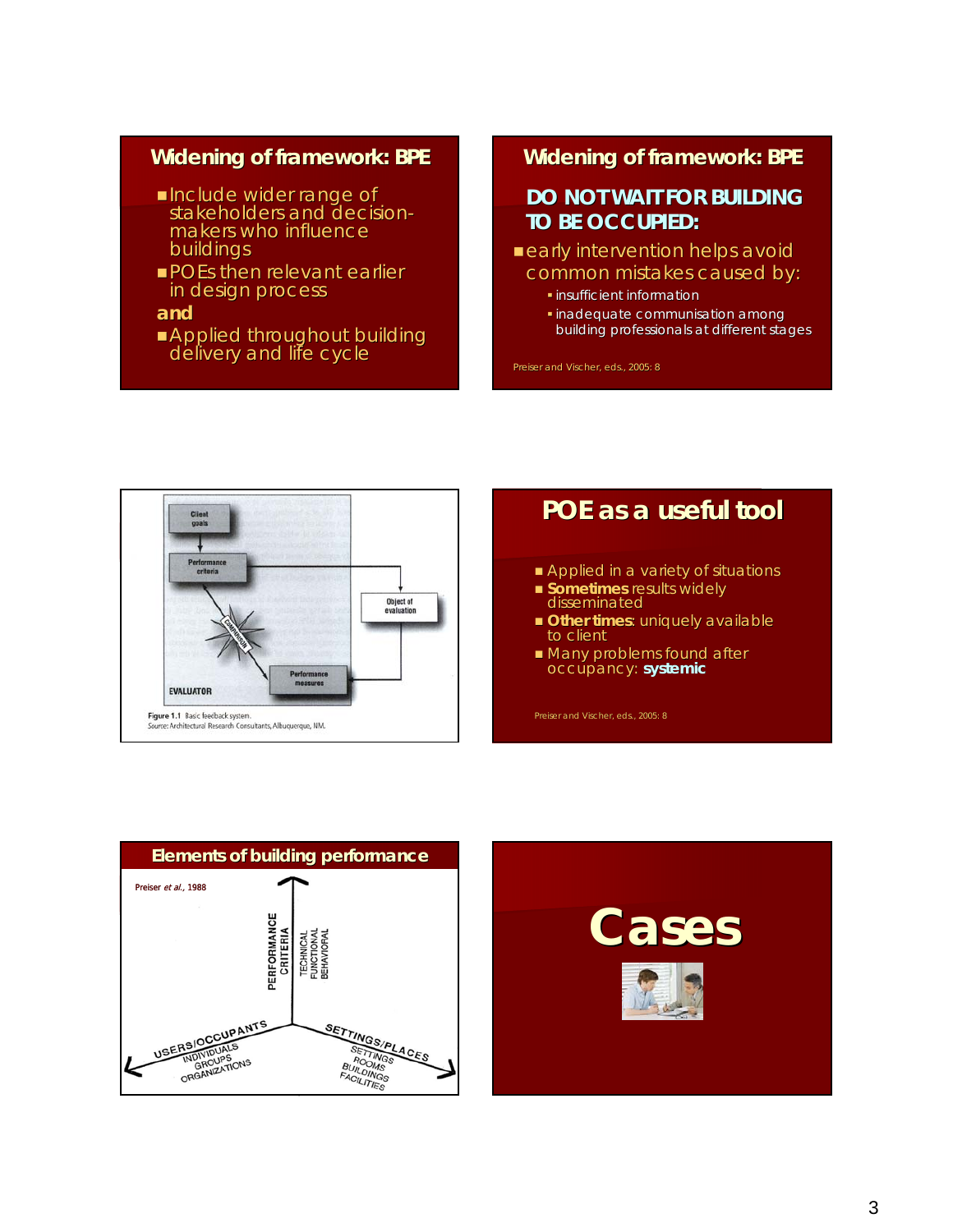## Widening of framework: BPE

- Include wider range of stakeholders and decision-makers who influence buildings
- POEs then relevant earlier in design process

**and**

- Applied throughout building delivery and life cycle

## Widening of framework: BPE

**DO NOT WAIT FOR BUILDING TO BE OCCUPIED:**

- early intervention helps avoid common mistakes caused by:
  - insufficient information
  - inadequate communication among building professionals at different stages

Preiser and Vischer, eds., 2005: 8

Client goals → Performance criteria → Object of evaluation → Performance measures; COMPARISON; EVALUATOR

Figure 1.1 Basic feedback system.
Source: Architectural Research Consultants, Albuquerque, NM.

## POE as a useful tool

- Applied in a variety of situations
- **Sometimes** results widely disseminated
- **Other times**: uniquely available to client
- Many problems found after occupancy: **systemic**

Preiser and Vischer, eds., 2005: 8

## Elements of building performance

Preiser *et al.*, 1988

PERFORMANCE CRITERIA: TECHNICAL, FUNCTIONAL, BEHAVIORAL

USERS/OCCUPANTS: INDIVIDUALS, GROUPS, ORGANIZATIONS

SETTINGS/PLACES: SETTINGS, ROOMS, BUILDINGS, FACILITIES

# Cases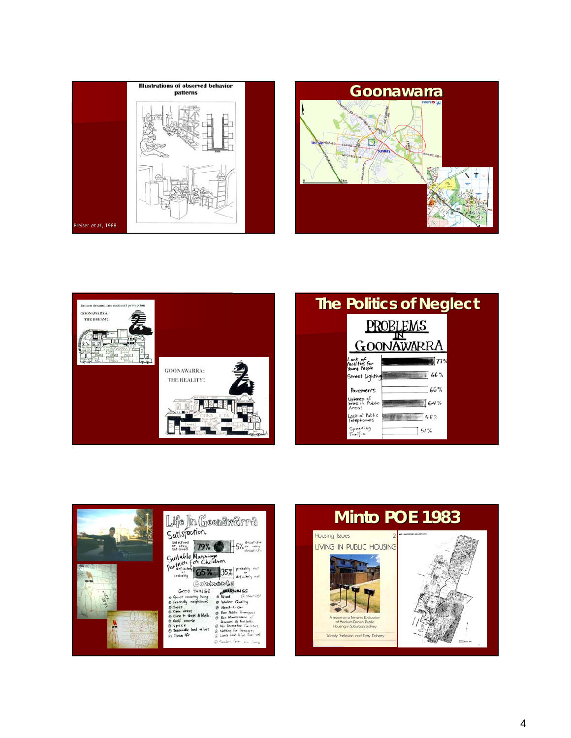**Illustrations of observed behavior patterns**

Preiser *et al*., 1988

# Goonawarra

Broken dreams; one resident's perception

GOONAWARRA: THE DREAM?

GOONAWARRA: THE REALITY!

# The Politics of Neglect

**PROBLEMS IN GOONAWARRA**

| Problem | % |
| --- | --- |
| Lack of facilities for Young People | 77% |
| Street Lighting | 66% |
| Pavements | 66% |
| Upkeep of areas in Public Areas | 64% |
| Lack of Public Telephones | 58% |
| Speeding Traffic | 51% |

**Life In Goonawarra**

Satisfaction

Satisfied or very satisfied 79% — 5% dissatisfied or very dissatisfied

Suitable Marriage Partner for Children

definitely or probably 65% — 35% probably not or definitely not

Comments

| GOOD THINGS | WARNINGS |
| --- | --- |
| Quiet country living | Wind |
| Friendly neighbours | Water Quality |
| Trees | Need-A-Car |
| Open areas | Poor Public Transport |
| Close to shops & Melb. | Poor Maintenance of Drainage & Footpaths |
| Golf course | No Recreation Facilities |
| Space | Nothing for Teenagers |
| Reasonable land values | Lower Land Values than 'old' |
| Clean Air | Smells from Tip |

# Minto POE 1983

Housing Issues 2

LIVING IN PUBLIC HOUSING

A report on a Tenants' Evaluation of Medium Density Public Housing in Suburban Sydney

Wendy Sarkissian and Terry Doherty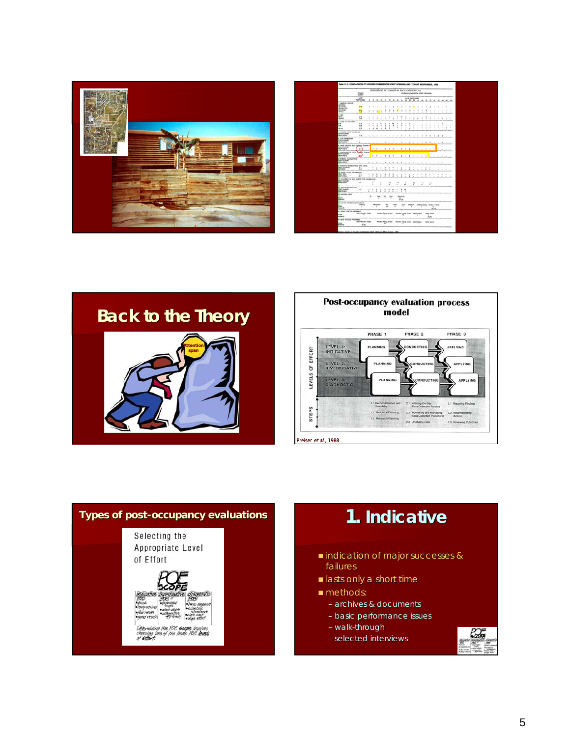## Back to the Theory

## Post-occupancy evaluation process model

| | PHASE 1 | PHASE 2 | PHASE 3 |
|---|---|---|---|
| LEVEL 1: INDICATIVE | PLANNING | CONDUCTING | APPLYING |
| LEVEL 2: INVESTIGATIVE | PLANNING | CONDUCTING | APPLYING |
| LEVEL 3: DIAGNOSTIC | PLANNING | CONDUCTING | APPLYING |
| STEPS | 1.1 Reconnaissance and Feasibility; 1.2 Resource Planning; 1.3 Research Planning | 2.1 Initiating On-Site Data Collection Process; 2.2 Monitoring and Managing Data Collection Procedures; 2.3 Analyzing Data | 3.1 Reporting Findings; 3.2 Recommending Actions; 3.3 Reviewing Outcomes |

Preiser *et al.*, 1988

## Types of post-occupancy evaluations

Selecting the Appropriate Level of Effort

POE SCOPE

- Indicative POE: quick, inexpensive, few issues, gross results
- Investigative POE: expanded scope, more depth, integrative approach
- Diagnostic POE: basic research, scientific standards, high cost, high effort

Determining the POE scope involves choosing one of the three POE levels of effort.

## 1. Indicative

- indication of major successes & failures
- lasts only a short time
- methods:
  - archives & documents
  - basic performance issues
  - walk-through
  - selected interviews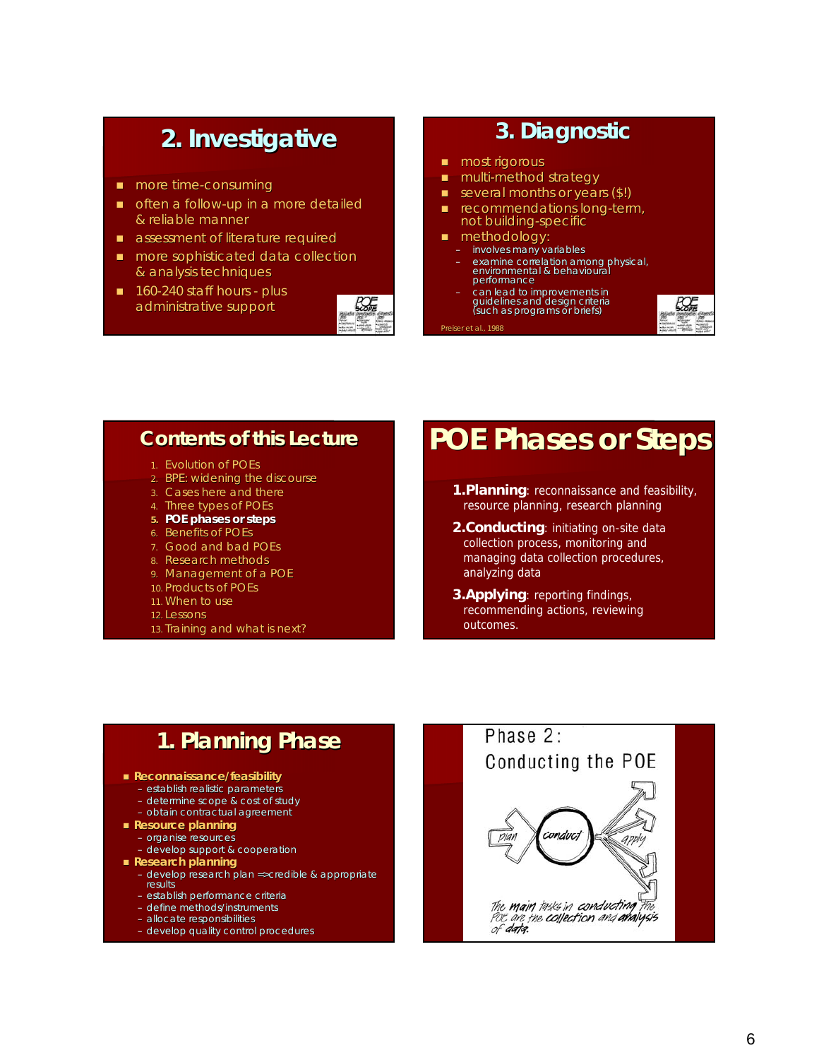## 2. Investigative

- more time-consuming
- often a follow-up in a more detailed & reliable manner
- assessment of literature required
- more sophisticated data collection & analysis techniques
- 160-240 staff hours - plus administrative support

## 3. Diagnostic

- most rigorous
- multi-method strategy
- several months or years ($!)
- recommendations long-term, not building-specific
- methodology:
  - involves many variables
  - examine correlation among physical, environmental & behavioural performance
  - can lead to improvements in guidelines and design criteria (such as programs or briefs)

Preiser et al., 1988

## Contents of this Lecture

1. Evolution of POEs
2. BPE: widening the discourse
3. Cases here and there
4. Three types of POEs
5. **POE phases or steps**
6. Benefits of POEs
7. Good and bad POEs
8. Research methods
9. Management of a POE
10. Products of POEs
11. When to use
12. Lessons
13. Training and what is next?

## POE Phases or Steps

1. **Planning**: reconnaissance and feasibility, resource planning, research planning
2. **Conducting**: initiating on-site data collection process, monitoring and managing data collection procedures, analyzing data
3. **Applying**: reporting findings, recommending actions, reviewing outcomes.

## 1. Planning Phase

- **Reconnaissance/feasibility**
  - establish realistic parameters
  - determine scope & cost of study
  - obtain contractual agreement
- **Resource planning**
  - organise resources
  - develop support & cooperation
- **Research planning**
  - develop research plan => credible & appropriate results
  - establish performance criteria
  - define methods/instruments
  - allocate responsibilities
  - develop quality control procedures

## Phase 2: Conducting the POE

plan → conduct → apply

The main tasks in conducting the POE are the collection and analysis of data.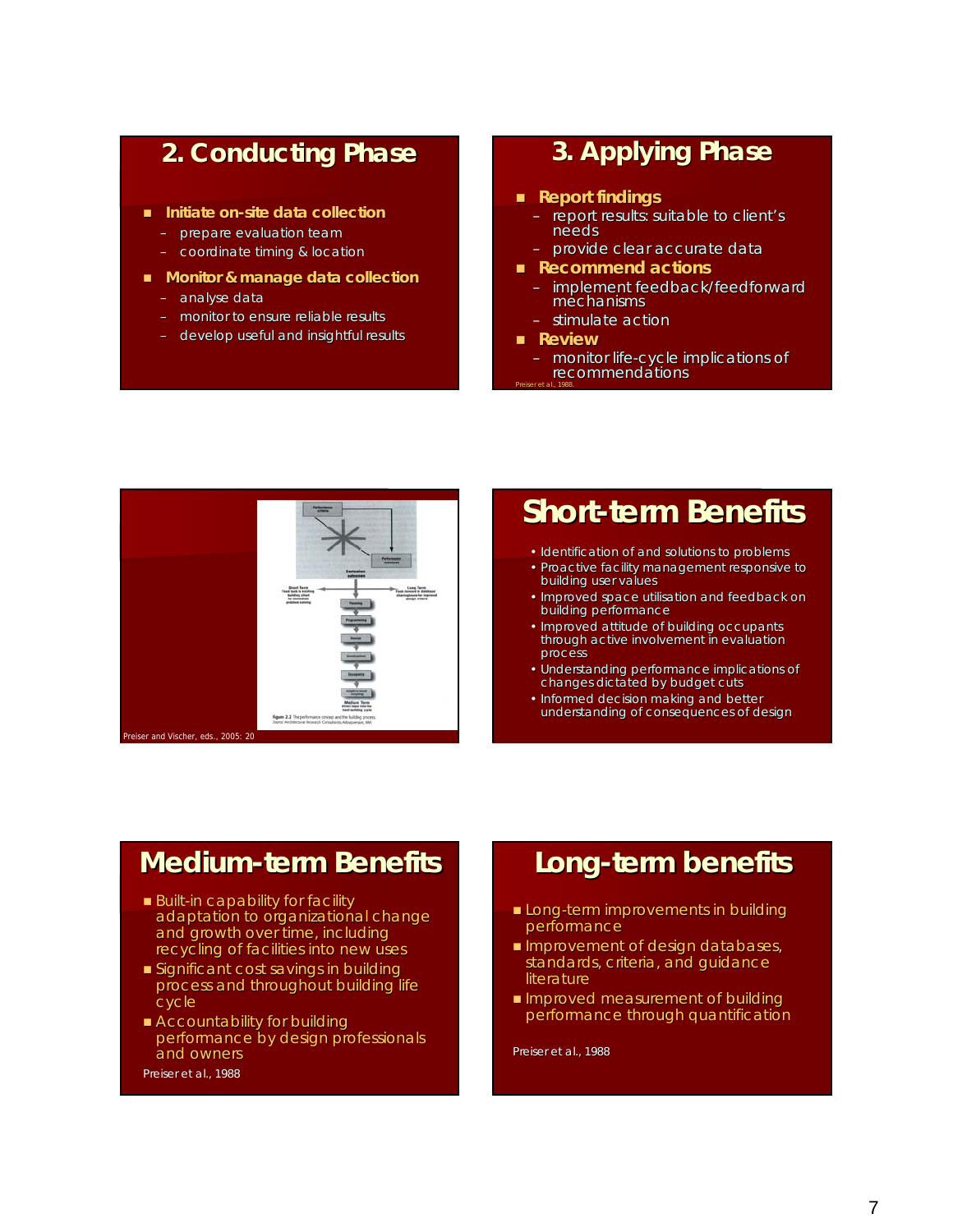## 2. Conducting Phase

- **Initiate on-site data collection**
  - prepare evaluation team
  - coordinate timing & location
- **Monitor & manage data collection**
  - analyse data
  - monitor to ensure reliable results
  - develop useful and insightful results

## 3. Applying Phase

- **Report findings**
  - report results: suitable to client's needs
  - provide clear accurate data
- **Recommend actions**
  - implement feedback/feedforward mechanisms
  - stimulate action
- **Review**
  - monitor life-cycle implications of recommendations

Preiser et al., 1988.

Figure 2.2 The performance concept and the building process.
Source: Architectural Research Consultants, Albuquerque, NM.

Preiser and Vischer, eds., 2005: 20

## Short-term Benefits

- Identification of and solutions to problems
- Proactive facility management responsive to building user values
- Improved space utilisation and feedback on building performance
- Improved attitude of building occupants through active involvement in evaluation process
- Understanding performance implications of changes dictated by budget cuts
- Informed decision making and better understanding of consequences of design

## Medium-term Benefits

- Built-in capability for facility adaptation to organizational change and growth over time, including recycling of facilities into new uses
- Significant cost savings in building process and throughout building life cycle
- Accountability for building performance by design professionals and owners

Preiser et al., 1988

## Long-term benefits

- Long-term improvements in building performance
- Improvement of design databases, standards, criteria, and guidance literature
- Improved measurement of building performance through quantification

Preiser et al., 1988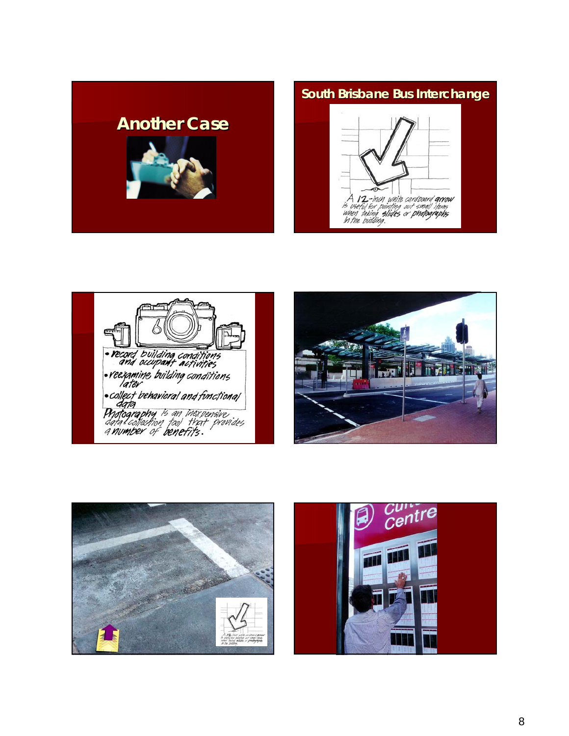## Another Case

## South Brisbane Bus Interchange

A 12-inch white cardboard arrow is useful for pointing out small items when taking slides or photographs in the building.

- record building conditions and occupant activities
- reexamine building conditions later
- collect behavioral and functional data

Photography is an inexpensive data-collection tool that provides a number of benefits.

Centre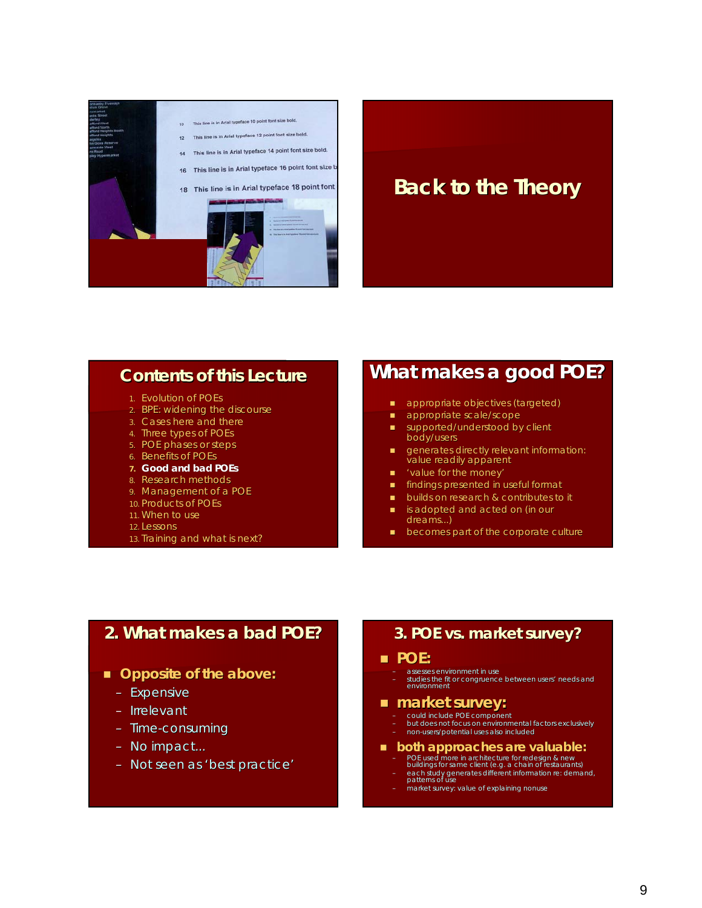## Back to the Theory

## Contents of this Lecture

1. Evolution of POEs
2. BPE: widening the discourse
3. Cases here and there
4. Three types of POEs
5. POE phases or steps
6. Benefits of POEs
7. **Good and bad POEs**
8. Research methods
9. Management of a POE
10. Products of POEs
11. When to use
12. Lessons
13. Training and what is next?

## What makes a good POE?

- appropriate objectives (targeted)
- appropriate scale/scope
- supported/understood by client body/users
- generates directly relevant information: value readily apparent
- 'value for the money'
- findings presented in useful format
- builds on research & contributes to it
- is adopted and acted on (in our dreams...)
- becomes part of the corporate culture

## 2. What makes a bad POE?

- **Opposite of the above:**
  - Expensive
  - Irrelevant
  - Time-consuming
  - No impact...
  - Not seen as 'best practice'

## 3. POE vs. market survey?

- **POE:**
  - assesses environment in use
  - studies the fit or congruence between users' needs and environment
- **market survey:**
  - could include POE component
  - but does not focus on environmental factors exclusively
  - non-users/potential uses also included
- **both approaches are valuable:**
  - POE used more in architecture for redesign & new buildings for same client (e.g. a chain of restaurants)
  - each study generates different information re: demand, patterns of use
  - market survey: value of explaining nonuse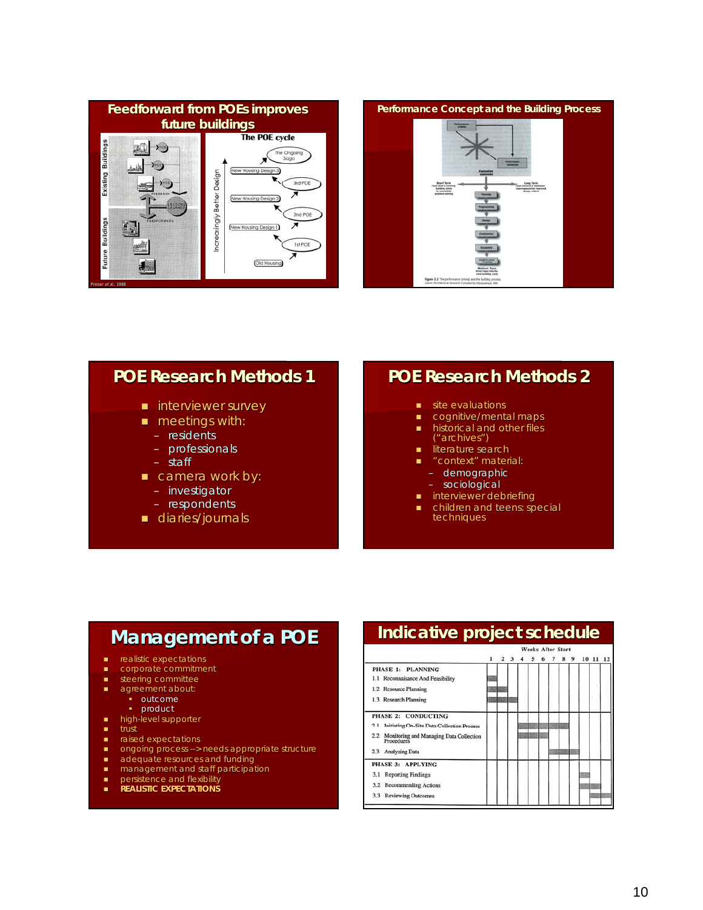## Feedforward from POEs improves future buildings

Existing Buildings — POE, POE, POE — FEEDBACK — LESSONS LEARNED — FEEDFORWARD — Future Buildings

**The POE cycle**

Increasingly Better Design: Old Housing → 1st POE → New Housing Design 1 → 2nd POE → New Housing Design 2 → 3rd POE → New Housing Design 3 → The Ongoing Saga

Preiser *et al.*, 1988

## Performance Concept and the Building Process

Figure 2.2 The performance concept and the building process.

## POE Research Methods 1

- interviewer survey
- meetings with:
  - residents
  - professionals
  - staff
- camera work by:
  - investigator
  - respondents
- diaries/journals

## POE Research Methods 2

- site evaluations
- cognitive/mental maps
- historical and other files ("archives")
- literature search
- "context" material:
  - demographic
  - sociological
- interviewer debriefing
- children and teens: special techniques

## Management of a POE

- realistic expectations
- corporate commitment
- steering committee
- agreement about:
  - outcome
  - product
- high-level supporter
- trust
- raised expectations
- ongoing process --> needs appropriate structure
- adequate resources and funding
- management and staff participation
- persistence and flexibility
- **REALISTIC EXPECTATIONS**

## Indicative project schedule

| | Weeks After Start | | | | | | | | | | | |
|---|---|---|---|---|---|---|---|---|---|---|---|---|
| | 1 | 2 | 3 | 4 | 5 | 6 | 7 | 8 | 9 | 10 | 11 | 12 |
| **PHASE 1: PLANNING** | | | | | | | | | | | | |
| 1.1 Reconnaissance And Feasibility | ■ | | | | | | | | | | | |
| 1.2 Resource Planning | ■ | ■ | | | | | | | | | | |
| 1.3 Research Planning | ■ | ■ | ■ | | | | | | | | | |
| **PHASE 2: CONDUCTING** | | | | | | | | | | | | |
| 2.1 Initiating On-Site Data Collection Process | | | | ■ | ■ | ■ | ■ | ■ | | | | |
| 2.2 Monitoring and Managing Data Collection Procedures | | | | ■ | ■ | ■ | | | | | | |
| 2.3 Analyzing Data | | | | | | | ■ | ■ | ■ | | | |
| **PHASE 3: APPLYING** | | | | | | | | | | | | |
| 3.1 Reporting Findings | | | | | | | | | | ■ | | |
| 3.2 Recommending Actions | | | | | | | | | | ■ | ■ | |
| 3.3 Reviewing Outcomes | | | | | | | | | | | ■ | ■ |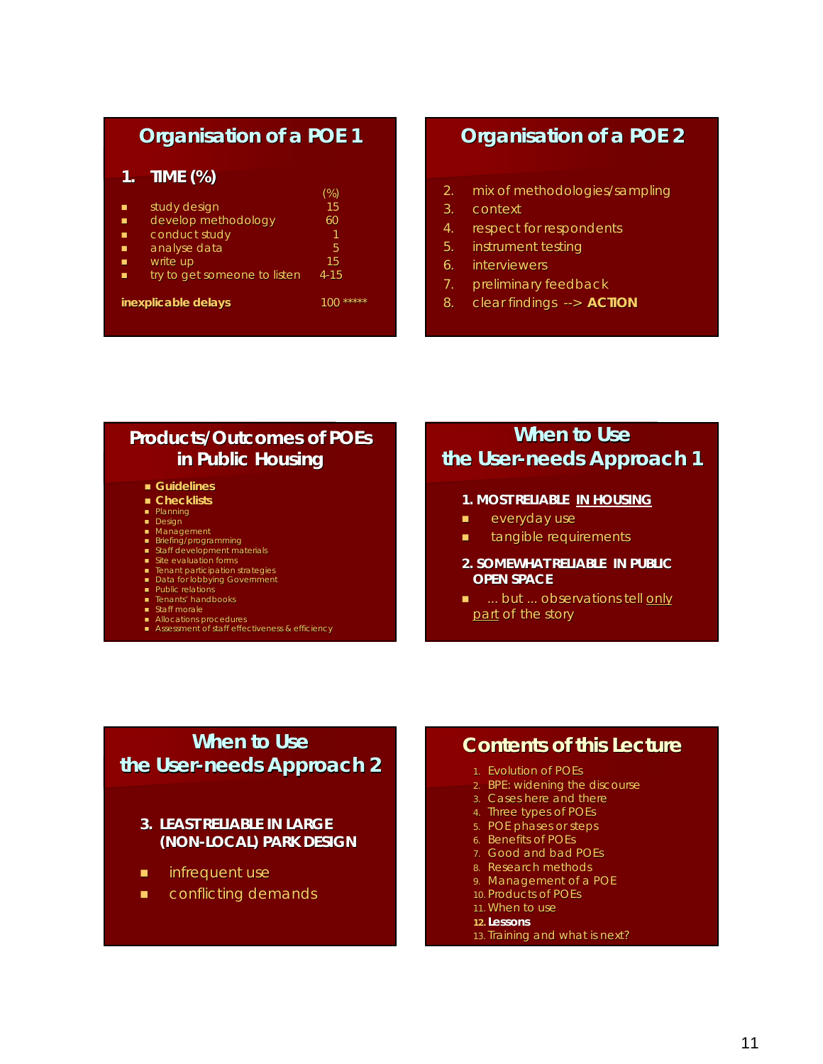## Organisation of a POE 1

**1. TIME (%)**

| | (%) |
|---|---|
| study design | 15 |
| develop methodology | 60 |
| conduct study | 1 |
| analyse data | 5 |
| write up | 15 |
| try to get someone to listen | 4-15 |
| **inexplicable delays** | 100 ***** |

## Organisation of a POE 2

2. mix of methodologies/sampling
3. context
4. respect for respondents
5. instrument testing
6. interviewers
7. preliminary feedback
8. clear findings --> **ACTION**

## Products/Outcomes of POEs in Public Housing

- **Guidelines**
- **Checklists**
- Planning
- Design
- Management
- Briefing/programming
- Staff development materials
- Site evaluation forms
- Tenant participation strategies
- Data for lobbying Government
- Public relations
- Tenants' handbooks
- Staff morale
- Allocations procedures
- Assessment of staff effectiveness & efficiency

## When to Use the User-needs Approach 1

**1. MOST RELIABLE IN HOUSING**

- everyday use
- tangible requirements

**2. SOMEWHAT RELIABLE IN PUBLIC OPEN SPACE**

- ... but ... observations tell only part of the story

## When to Use the User-needs Approach 2

**3. LEAST RELIABLE IN LARGE (NON-LOCAL) PARK DESIGN**

- infrequent use
- conflicting demands

## Contents of this Lecture

1. Evolution of POEs
2. BPE: widening the discourse
3. Cases here and there
4. Three types of POEs
5. POE phases or steps
6. Benefits of POEs
7. Good and bad POEs
8. Research methods
9. Management of a POE
10. Products of POEs
11. When to use
12. **Lessons**
13. Training and what is next?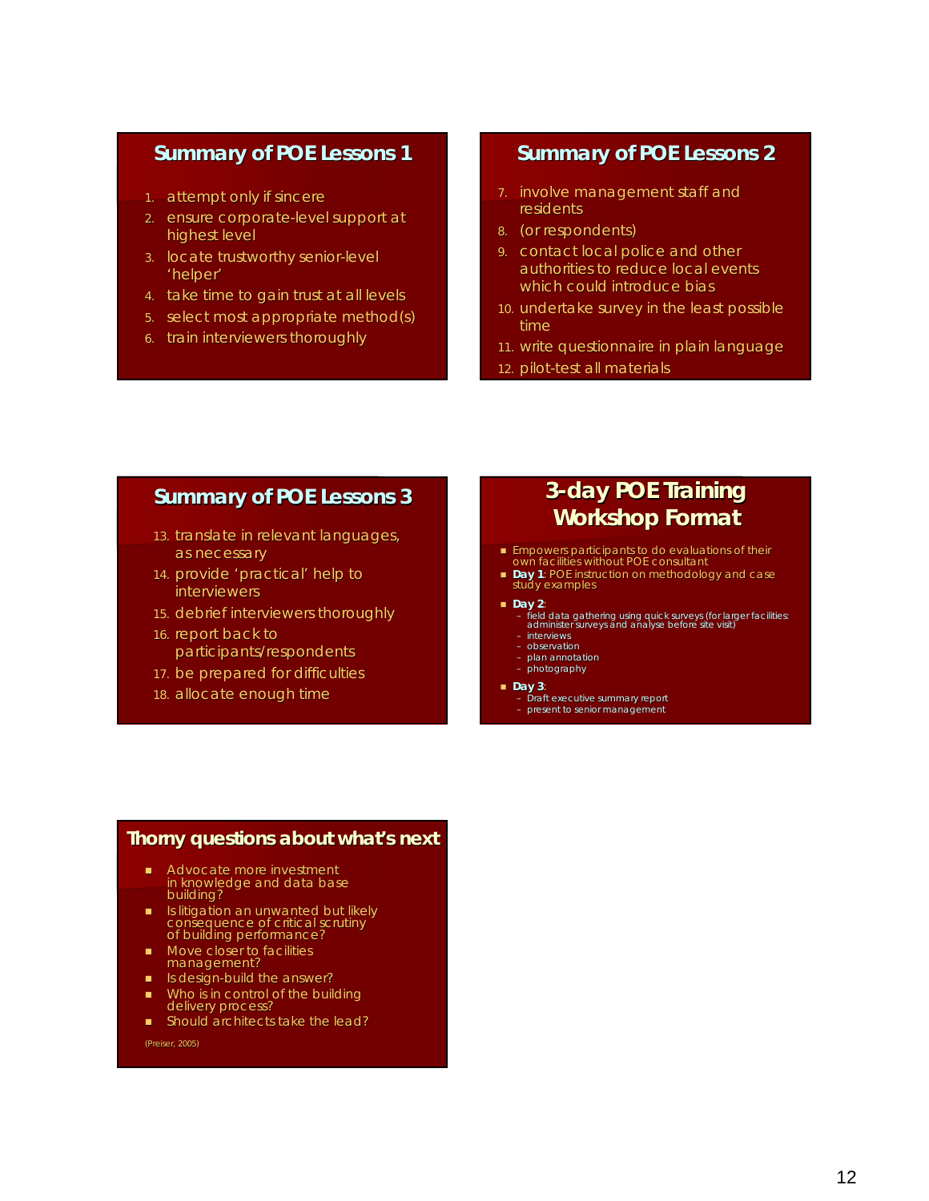## Summary of POE Lessons 1

1. attempt only if sincere
2. ensure corporate-level support at highest level
3. locate trustworthy senior-level 'helper'
4. take time to gain trust at all levels
5. select most appropriate method(s)
6. train interviewers thoroughly

## Summary of POE Lessons 2

7. involve management staff and residents
8. (or respondents)
9. contact local police and other authorities to reduce local events which could introduce bias
10. undertake survey in the least possible time
11. write questionnaire in plain language
12. pilot-test all materials

## Summary of POE Lessons 3

13. translate in relevant languages, as necessary
14. provide 'practical' help to interviewers
15. debrief interviewers thoroughly
16. report back to participants/respondents
17. be prepared for difficulties
18. allocate enough time

## 3-day POE Training Workshop Format

- Empowers participants to do evaluations of their own facilities without POE consultant
- **Day 1**: POE instruction on methodology and case study examples
- **Day 2**:
  - field data gathering using quick surveys (for larger facilities: administer surveys and analyse before site visit)
  - interviews
  - observation
  - plan annotation
  - photography
- **Day 3**:
  - Draft executive summary report
  - present to senior management

## Thorny questions about what's next

- Advocate more investment in knowledge and data base building?
- Is litigation an unwanted but likely consequence of critical scrutiny of building performance?
- Move closer to facilities management?
- Is design-build the answer?
- Who is in control of the building delivery process?
- Should architects take the lead?

(Preiser, 2005)